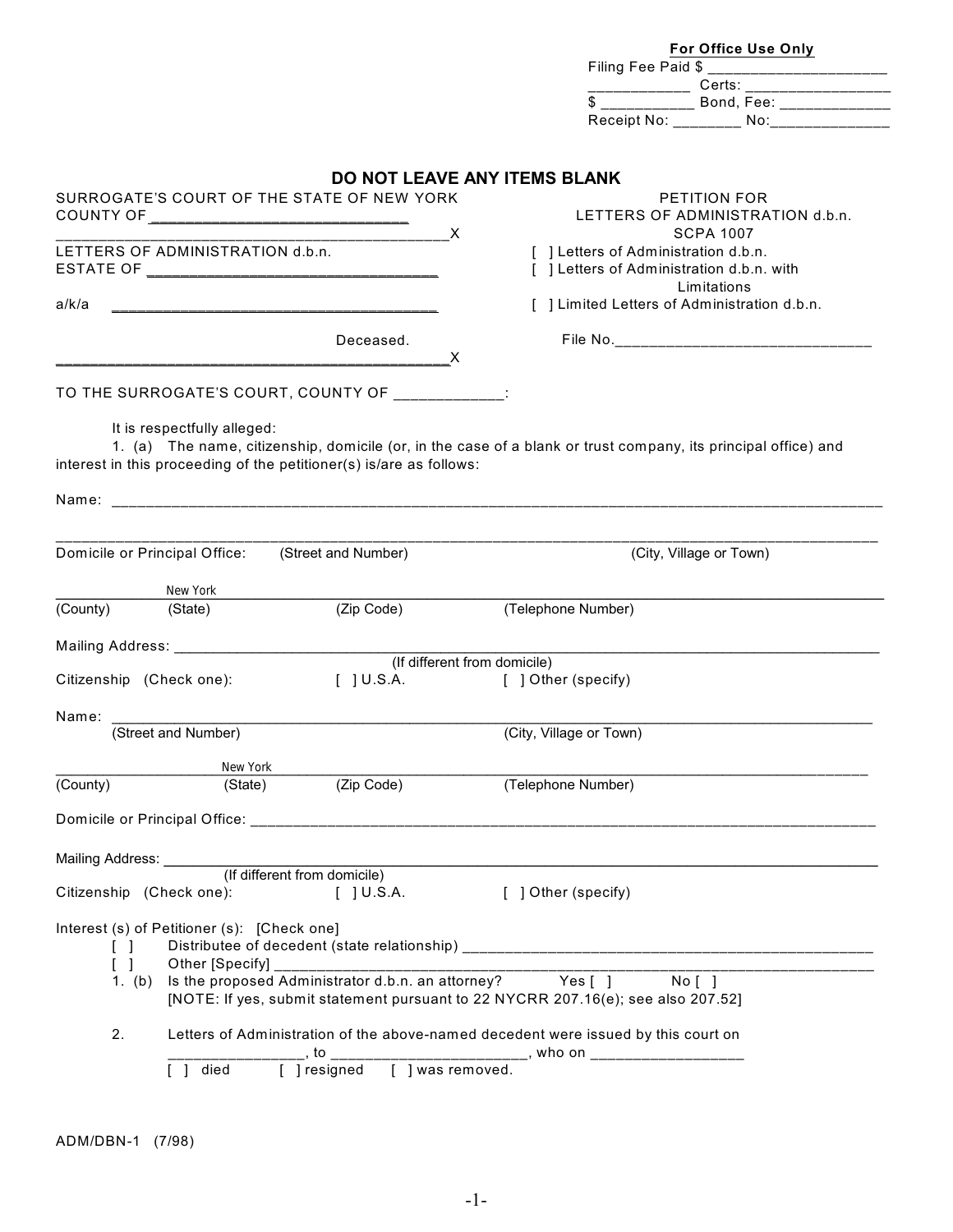**For Office Use Only**

Filing Fee Paid $ ______________________

____________ Certs: _________________

$ ___________ Bond, Fee: _____________

Receipt No: ________ No:______________

## DO NOT LEAVE ANY ITEMS BLANK

SURROGATE'S COURT OF THE STATE OF NEW YORK
COUNTY OF ______________________________

_______________________________________________X

LETTERS OF ADMINISTRATION d.b.n.
ESTATE OF _________________________________

a/k/a _______________________________________

Deceased.

_______________________________________________X

PETITION FOR
LETTERS OF ADMINISTRATION d.b.n.
SCPA 1007

[ ] Letters of Administration d.b.n.
[ ] Letters of Administration d.b.n. with Limitations
[ ] Limited Letters of Administration d.b.n.

File No.______________________________

TO THE SURROGATE'S COURT, COUNTY OF ____________:

It is respectfully alleged:

1. (a) The name, citizenship, domicile (or, in the case of a blank or trust company, its principal office) and interest in this proceeding of the petitioner(s) is/are as follows:

Name: ______________________________________________________________________________

______________________________________________________________________________________

Domicile or Principal Office: (Street and Number) (City, Village or Town)

______________ New York ______________________________________________________________

(County) (State) (Zip Code) (Telephone Number)

Mailing Address: ____________________________________________________________________
(If different from domicile)

Citizenship (Check one): [ ] U.S.A. [ ] Other (specify)

Name: ______________________________________________________________________________
(Street and Number) (City, Village or Town)

______________ New York ______________________________________________________________

(County) (State) (Zip Code) (Telephone Number)

Domicile or Principal Office: ________________________________________________________

Mailing Address: ____________________________________________________________________
(If different from domicile)

Citizenship (Check one): [ ] U.S.A. [ ] Other (specify)

Interest (s) of Petitioner (s): [Check one]

[ ] Distributee of decedent (state relationship) ____________________________________

[ ] Other [Specify] _________________________________________________________________

1. (b) Is the proposed Administrator d.b.n. an attorney? Yes [ ] No [ ]
[NOTE: If yes, submit statement pursuant to 22 NYCRR 207.16(e); see also 207.52]

2. Letters of Administration of the above-named decedent were issued by this court on ________________, to _______________________, who on __________________
[ ] died [ ] resigned [ ] was removed.

ADM/DBN-1 (7/98)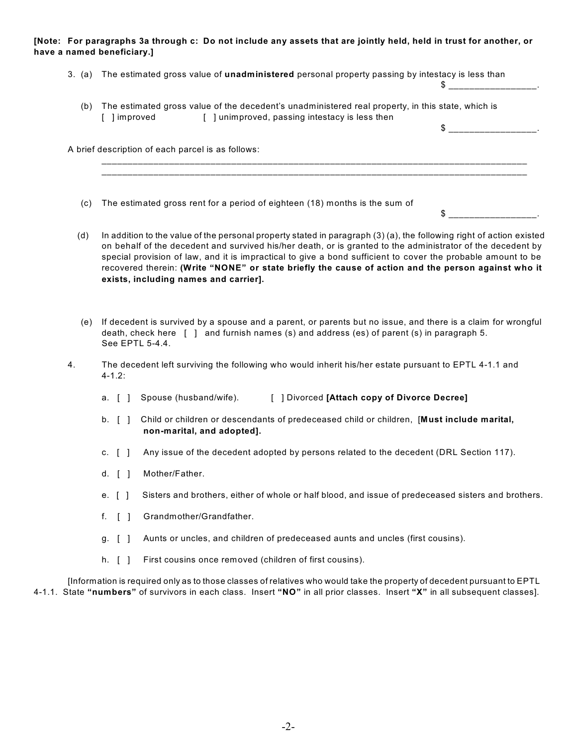**[Note: For paragraphs 3a through c: Do not include any assets that are jointly held, held in trust for another, or have a named beneficiary.]**

3. (a) The estimated gross value of **unadministered** personal property passing by intestacy is less than $ _________________.

   (b) The estimated gross value of the decedent's unadministered real property, in this state, which is [ ] improved [ ] unimproved, passing intestacy is less then $ _________________.

A brief description of each parcel is as follows:

_____________________________________________________________________________________

_____________________________________________________________________________________

   (c) The estimated gross rent for a period of eighteen (18) months is the sum of $ _________________.

   (d) In addition to the value of the personal property stated in paragraph (3) (a), the following right of action existed on behalf of the decedent and survived his/her death, or is granted to the administrator of the decedent by special provision of law, and it is impractical to give a bond sufficient to cover the probable amount to be recovered therein: **(Write "NONE" or state briefly the cause of action and the person against who it exists, including names and carrier].**

   (e) If decedent is survived by a spouse and a parent, or parents but no issue, and there is a claim for wrongful death, check here [ ] and furnish names (s) and address (es) of parent (s) in paragraph 5. See EPTL 5-4.4.

4. The decedent left surviving the following who would inherit his/her estate pursuant to EPTL 4-1.1 and 4-1.2:

   a. [ ] Spouse (husband/wife). [ ] Divorced **[Attach copy of Divorce Decree]**

   b. [ ] Child or children or descendants of predeceased child or children, [**Must include marital, non-marital, and adopted].**

   c. [ ] Any issue of the decedent adopted by persons related to the decedent (DRL Section 117).

   d. [ ] Mother/Father.

   e. [ ] Sisters and brothers, either of whole or half blood, and issue of predeceased sisters and brothers.

   f. [ ] Grandmother/Grandfather.

   g. [ ] Aunts or uncles, and children of predeceased aunts and uncles (first cousins).

   h. [ ] First cousins once removed (children of first cousins).

[Information is required only as to those classes of relatives who would take the property of decedent pursuant to EPTL 4-1.1. State **"numbers"** of survivors in each class. Insert **"NO"** in all prior classes. Insert **"X"** in all subsequent classes].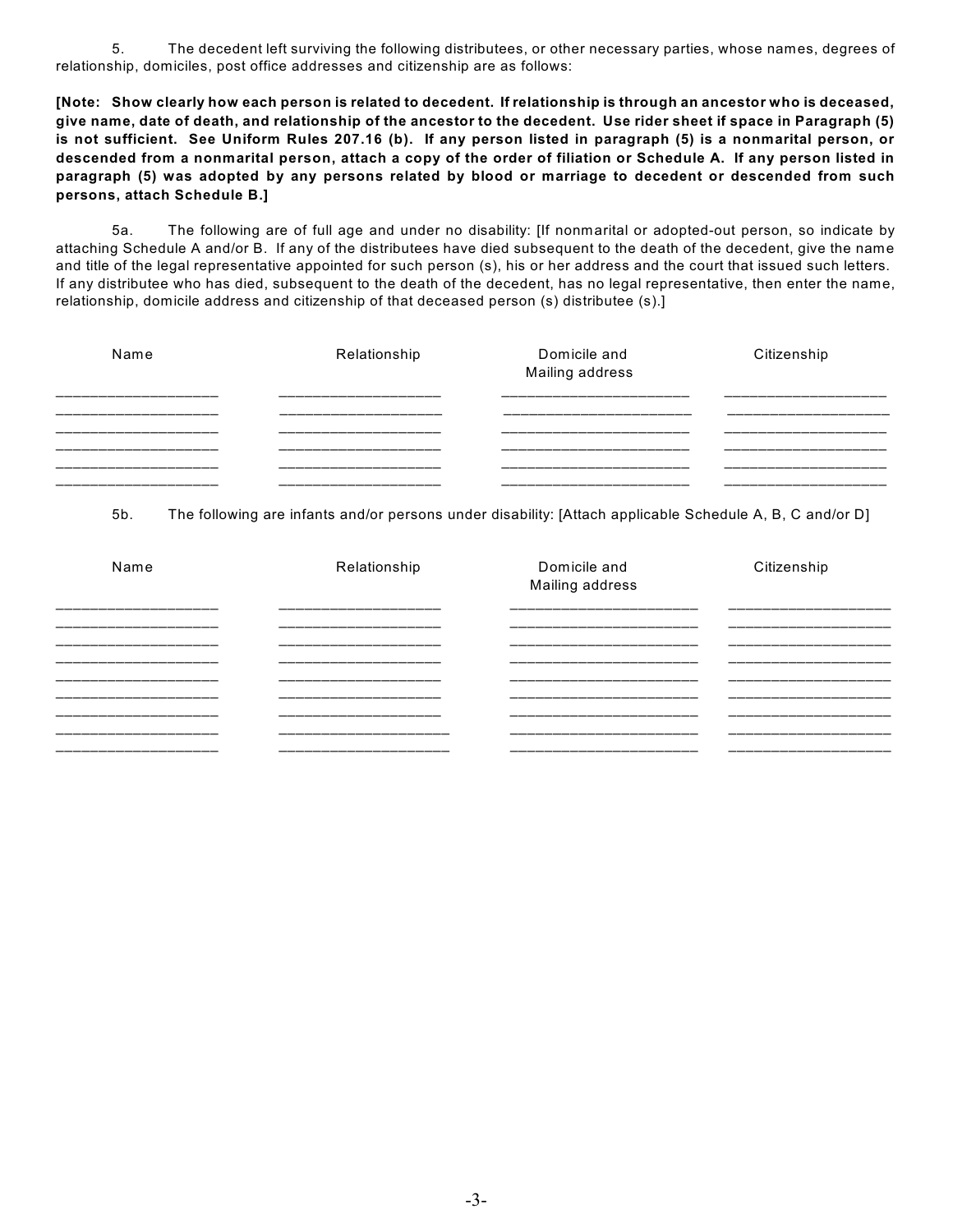5. The decedent left surviving the following distributees, or other necessary parties, whose names, degrees of relationship, domiciles, post office addresses and citizenship are as follows:

**[Note: Show clearly how each person is related to decedent. If relationship is through an ancestor who is deceased, give name, date of death, and relationship of the ancestor to the decedent. Use rider sheet if space in Paragraph (5) is not sufficient. See Uniform Rules 207.16 (b). If any person listed in paragraph (5) is a nonmarital person, or descended from a nonmarital person, attach a copy of the order of filiation or Schedule A. If any person listed in paragraph (5) was adopted by any persons related by blood or marriage to decedent or descended from such persons, attach Schedule B.]**

5a. The following are of full age and under no disability: [If nonmarital or adopted-out person, so indicate by attaching Schedule A and/or B. If any of the distributees have died subsequent to the death of the decedent, give the name and title of the legal representative appointed for such person (s), his or her address and the court that issued such letters. If any distributee who has died, subsequent to the death of the decedent, has no legal representative, then enter the name, relationship, domicile address and citizenship of that deceased person (s) distributee (s).]

| Name | Relationship | Domicile and Mailing address | Citizenship |
|---|---|---|---|
| | | | |
| | | | |
| | | | |
| | | | |
| | | | |
| | | | |

5b. The following are infants and/or persons under disability: [Attach applicable Schedule A, B, C and/or D]

| Name | Relationship | Domicile and Mailing address | Citizenship |
|---|---|---|---|
| | | | |
| | | | |
| | | | |
| | | | |
| | | | |
| | | | |
| | | | |
| | | | |
| | | | |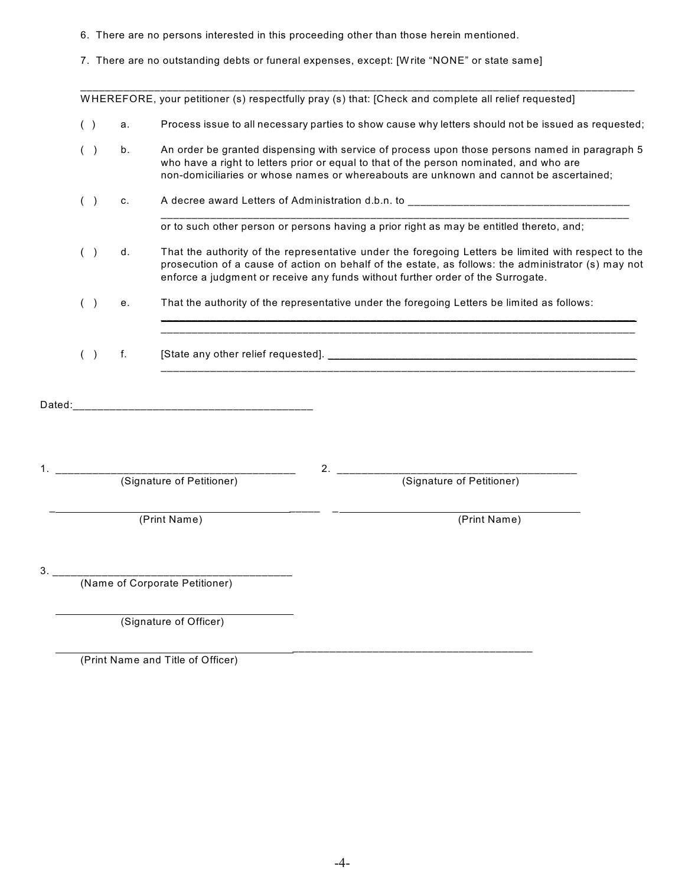6. There are no persons interested in this proceeding other than those herein mentioned.

7. There are no outstanding debts or funeral expenses, except: [Write "NONE" or state same]

______________________________________________________________________________________

WHEREFORE, your petitioner (s) respectfully pray (s) that: [Check and complete all relief requested]

( ) a. Process issue to all necessary parties to show cause why letters should not be issued as requested;

( ) b. An order be granted dispensing with service of process upon those persons named in paragraph 5 who have a right to letters prior or equal to that of the person nominated, and who are non-domiciliaries or whose names or whereabouts are unknown and cannot be ascertained;

( ) c. A decree award Letters of Administration d.b.n. to ____________________________________
______________________________________________________________________________
or to such other person or persons having a prior right as may be entitled thereto, and;

( ) d. That the authority of the representative under the foregoing Letters be limited with respect to the prosecution of a cause of action on behalf of the estate, as follows: the administrator (s) may not enforce a judgment or receive any funds without further order of the Surrogate.

( ) e. That the authority of the representative under the foregoing Letters be limited as follows:
______________________________________________________________________________
______________________________________________________________________________

( ) f. [State any other relief requested]. ______________________________________________________
______________________________________________________________________________

Dated:_______________________________________

1. _______________________________________
(Signature of Petitioner)

_______________________________________
(Print Name)

2. _______________________________________
(Signature of Petitioner)

_______________________________________
(Print Name)

3. _______________________________________
(Name of Corporate Petitioner)

_______________________________________
(Signature of Officer)

_______________________________________
(Print Name and Title of Officer)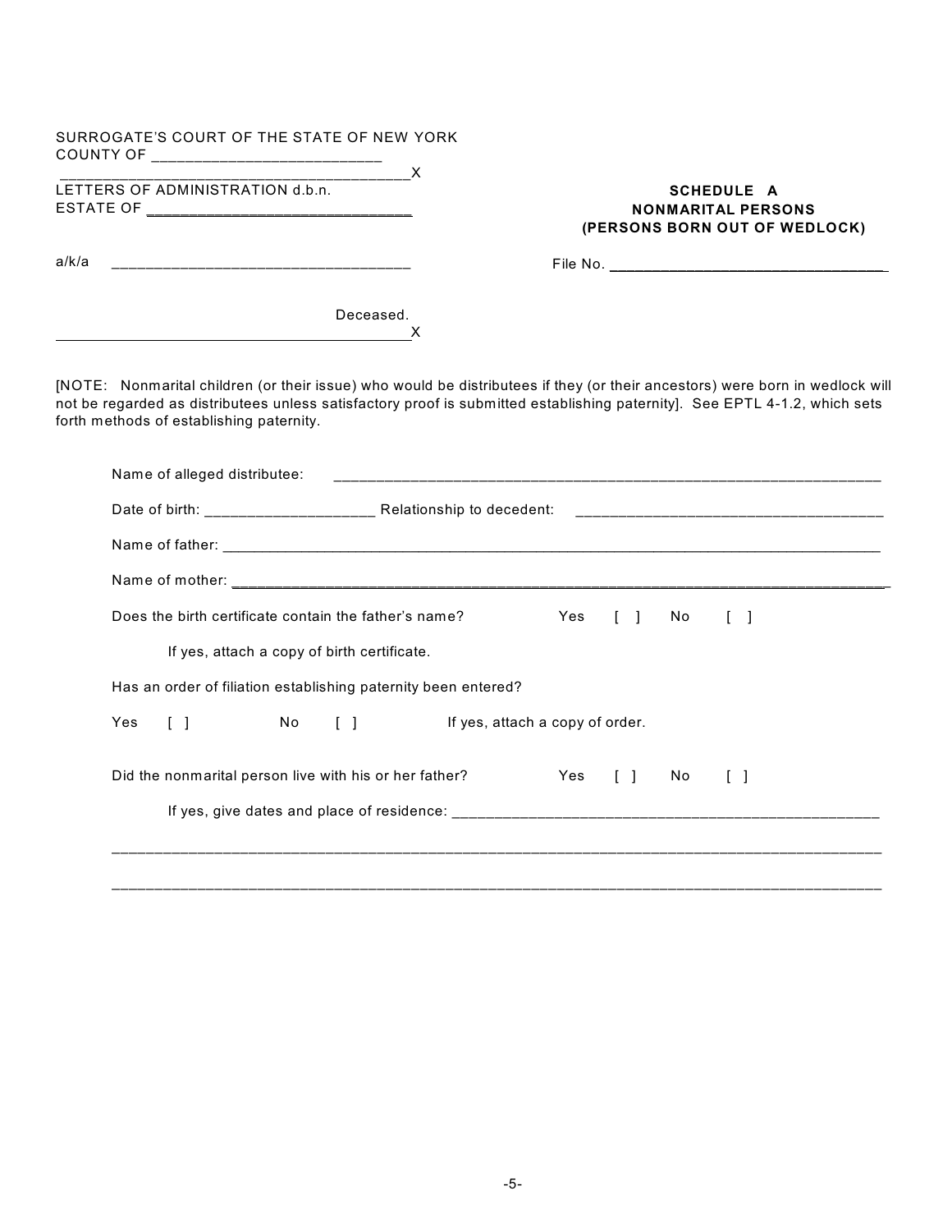SURROGATE'S COURT OF THE STATE OF NEW YORK
COUNTY OF ___________________________
__________________________________________X
LETTERS OF ADMINISTRATION d.b.n.
ESTATE OF ______________________________

a/k/a ___________________________________

Deceased.
__________________________________________X

**SCHEDULE A**
**NONMARITAL PERSONS**
**(PERSONS BORN OUT OF WEDLOCK)**

File No. _________________________________

[NOTE: Nonmarital children (or their issue) who would be distributees if they (or their ancestors) were born in wedlock will not be regarded as distributees unless satisfactory proof is submitted establishing paternity]. See EPTL 4-1.2, which sets forth methods of establishing paternity.

Name of alleged distributee: ______________________________________________________________

Date of birth: ____________________ Relationship to decedent: ____________________________________

Name of father: __________________________________________________________________________

Name of mother: _________________________________________________________________________

Does the birth certificate contain the father's name? Yes [ ] No [ ]

If yes, attach a copy of birth certificate.

Has an order of filiation establishing paternity been entered?

Yes [ ] No [ ] If yes, attach a copy of order.

Did the nonmarital person live with his or her father? Yes [ ] No [ ]

If yes, give dates and place of residence: ____________________________________________________

________________________________________________________________________________________

________________________________________________________________________________________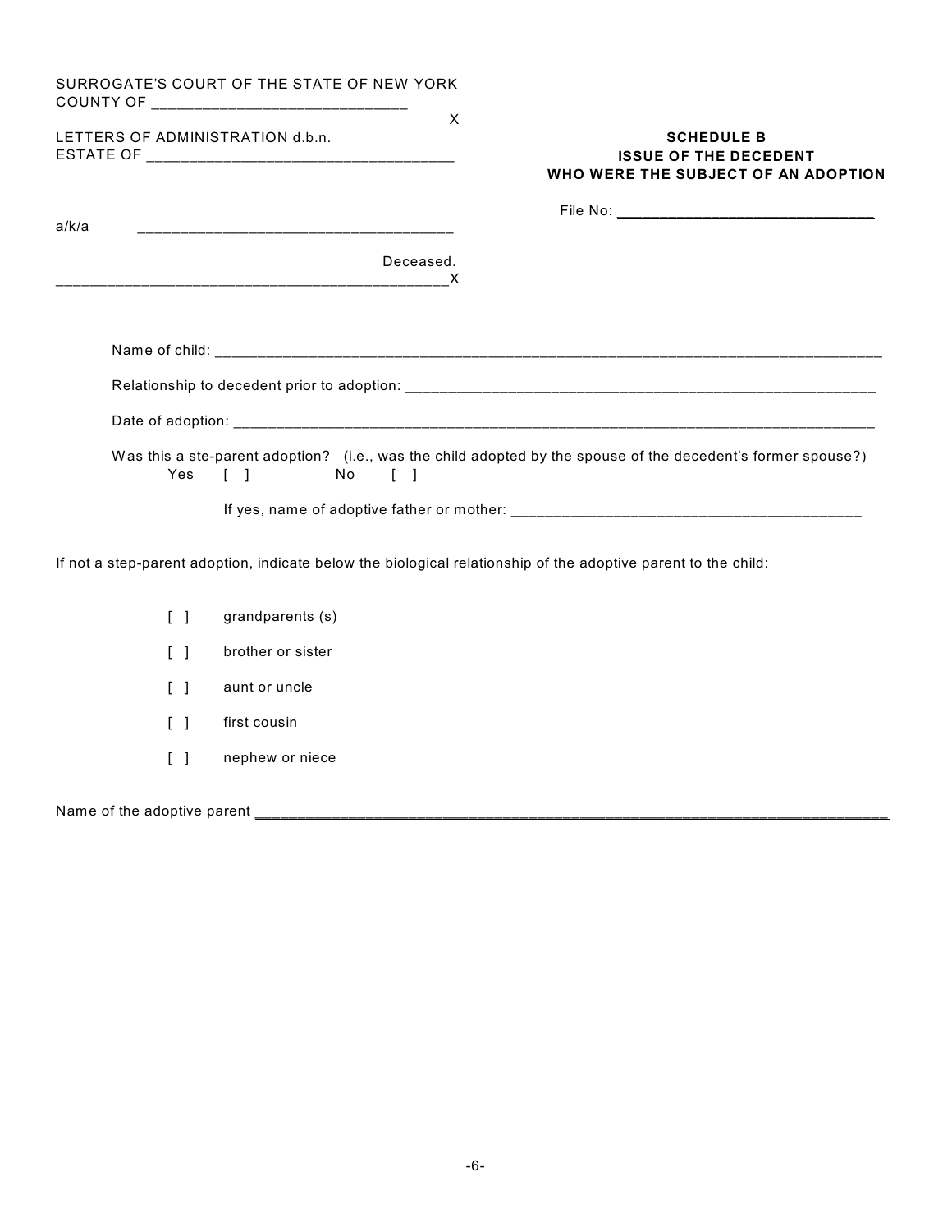SURROGATE'S COURT OF THE STATE OF NEW YORK
COUNTY OF _____________________________
X

LETTERS OF ADMINISTRATION d.b.n.
ESTATE OF ___________________________________

a/k/a ____________________________________

Deceased.
_____________________________________________X

**SCHEDULE B**
**ISSUE OF THE DECEDENT**
**WHO WERE THE SUBJECT OF AN ADOPTION**

File No: ______________________________

Name of child: ________________________________________________________________________________

Relationship to decedent prior to adoption: ____________________________________________________________

Date of adoption: ______________________________________________________________________________

Was this a ste-parent adoption? (i.e., was the child adopted by the spouse of the decedent's former spouse?)
Yes [ ] No [ ]

If yes, name of adoptive father or mother: ________________________________________

If not a step-parent adoption, indicate below the biological relationship of the adoptive parent to the child:

[ ] grandparents (s)

[ ] brother or sister

[ ] aunt or uncle

[ ] first cousin

[ ] nephew or niece

Name of the adoptive parent ____________________________________________________________________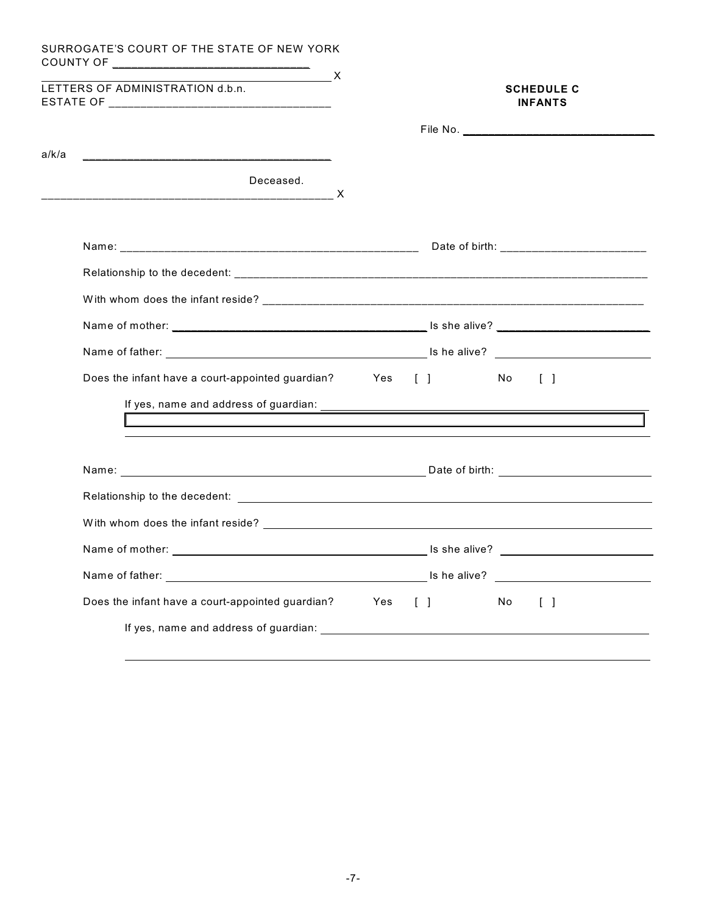SURROGATE'S COURT OF THE STATE OF NEW YORK
COUNTY OF ______________________________

_____________________________________________ X

LETTERS OF ADMINISTRATION d.b.n.
ESTATE OF _________________________________

**SCHEDULE C**
**INFANTS**

File No. ______________________________

a/k/a _____________________________________

Deceased.

_____________________________________________ X

Name: _______________________________________________ Date of birth: ______________________

Relationship to the decedent: _________________________________________________________________

With whom does the infant reside? _____________________________________________________________

Name of mother: ________________________________________ Is she alive? ______________________

Name of father: ________________________________________ Is he alive? ______________________

Does the infant have a court-appointed guardian? Yes [ ] No [ ]

If yes, name and address of guardian: _________________________________________________

_____________________________________________________________________________

Name: _______________________________________________ Date of birth: ______________________

Relationship to the decedent: _________________________________________________________________

With whom does the infant reside? _____________________________________________________________

Name of mother: ________________________________________ Is she alive? ______________________

Name of father: ________________________________________ Is he alive? ______________________

Does the infant have a court-appointed guardian? Yes [ ] No [ ]

If yes, name and address of guardian: _________________________________________________

_____________________________________________________________________________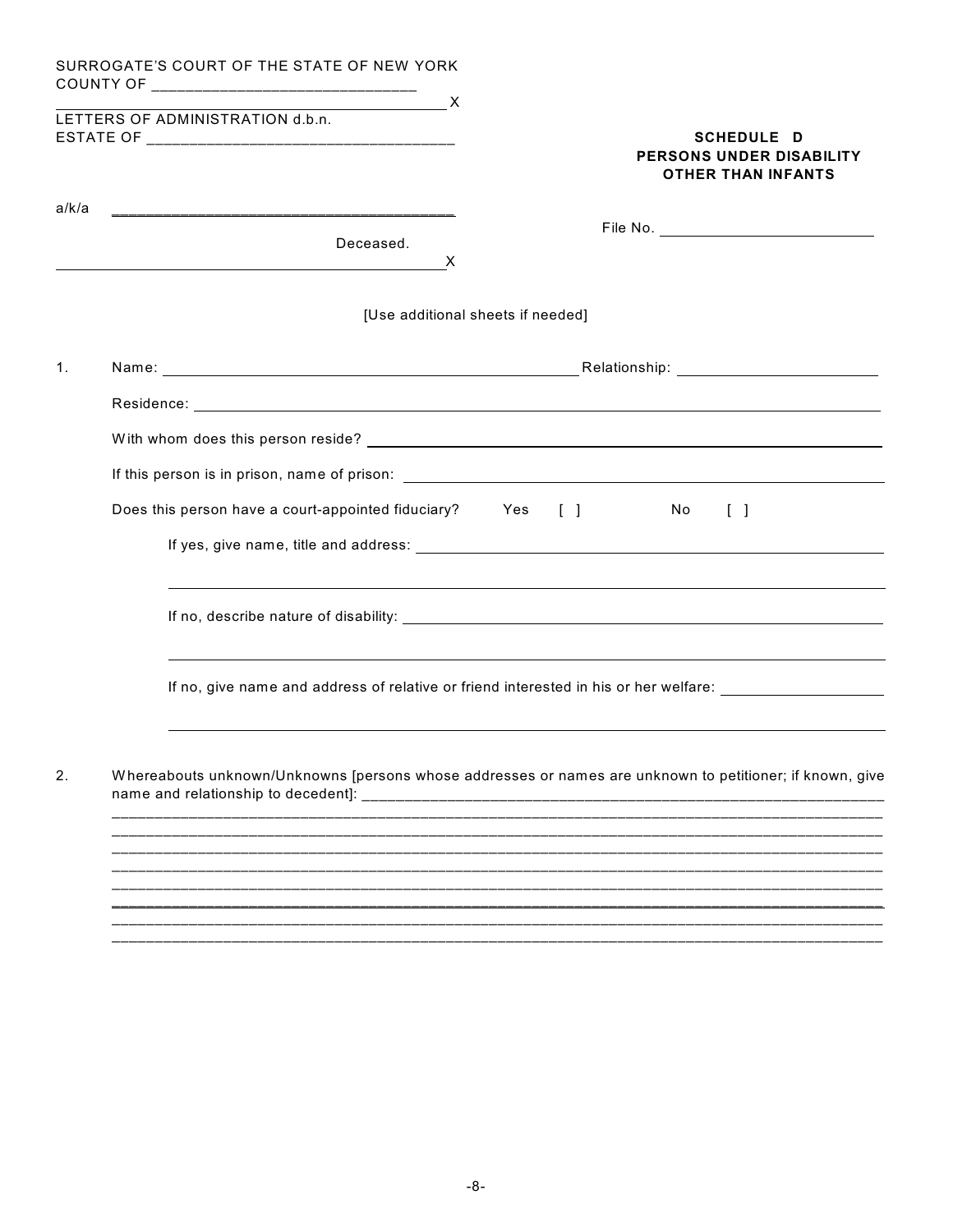SURROGATE'S COURT OF THE STATE OF NEW YORK
COUNTY OF ______________________________

LETTERS OF ADMINISTRATION d.b.n.
ESTATE OF ___________________________________

a/k/a ________________________________________

Deceased.

**SCHEDULE D**
**PERSONS UNDER DISABILITY**
**OTHER THAN INFANTS**

File No. ________________________

[Use additional sheets if needed]

1. Name: ________________________________________ Relationship: ______________________

   Residence: ________________________________________________________________________

   With whom does this person reside? _________________________________________________

   If this person is in prison, name of prison: __________________________________________

   Does this person have a court-appointed fiduciary? Yes [ ] No [ ]

   If yes, give name, title and address: ___________________________________________

   ______________________________________________________________________________

   If no, describe nature of disability: ___________________________________________

   ______________________________________________________________________________

   If no, give name and address of relative or friend interested in his or her welfare: __________________

   ______________________________________________________________________________

2. Whereabouts unknown/Unknowns [persons whose addresses or names are unknown to petitioner; if known, give name and relationship to decedent]: _______________________________________________
   ______________________________________________________________________________
   ______________________________________________________________________________
   ______________________________________________________________________________
   ______________________________________________________________________________
   ______________________________________________________________________________
   ______________________________________________________________________________
   ______________________________________________________________________________
   ______________________________________________________________________________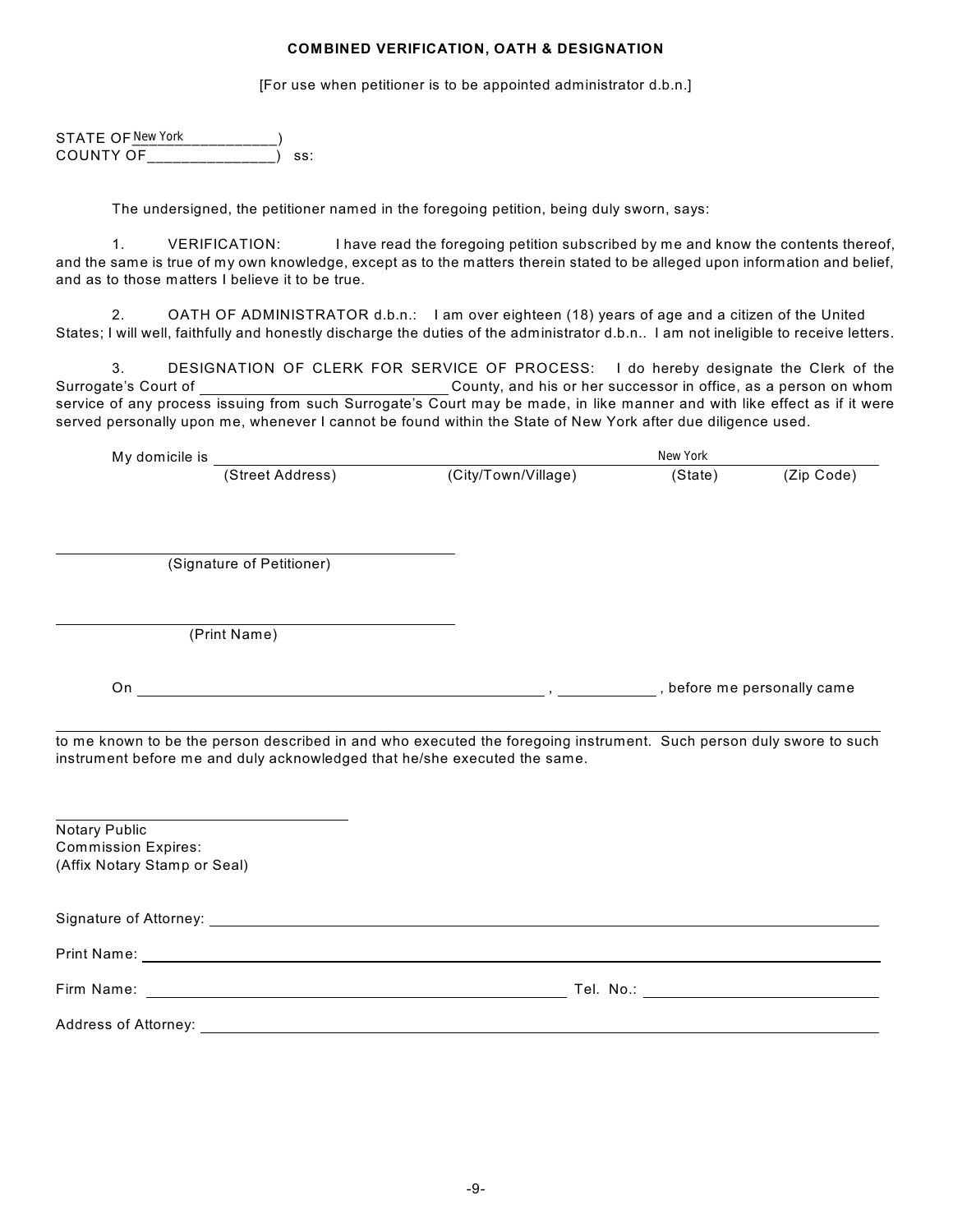**COMBINED VERIFICATION, OATH & DESIGNATION**

[For use when petitioner is to be appointed administrator d.b.n.]

STATE OF New York________________)
COUNTY OF______________) ss:

The undersigned, the petitioner named in the foregoing petition, being duly sworn, says:

1. VERIFICATION: I have read the foregoing petition subscribed by me and know the contents thereof, and the same is true of my own knowledge, except as to the matters therein stated to be alleged upon information and belief, and as to those matters I believe it to be true.

2. OATH OF ADMINISTRATOR d.b.n.: I am over eighteen (18) years of age and a citizen of the United States; I will well, faithfully and honestly discharge the duties of the administrator d.b.n.. I am not ineligible to receive letters.

3. DESIGNATION OF CLERK FOR SERVICE OF PROCESS: I do hereby designate the Clerk of the Surrogate's Court of ____________________________ County, and his or her successor in office, as a person on whom service of any process issuing from such Surrogate's Court may be made, in like manner and with like effect as if it were served personally upon me, whenever I cannot be found within the State of New York after due diligence used.

My domicile is ______________________________________________ New York ______________
(Street Address) (City/Town/Village) (State) (Zip Code)

______________________________________
(Signature of Petitioner)

______________________________________
(Print Name)

On ______________________________________________ , ___________ , before me personally came

______________________________________________________________________________

to me known to be the person described in and who executed the foregoing instrument. Such person duly swore to such instrument before me and duly acknowledged that he/she executed the same.

______________________________
Notary Public
Commission Expires:
(Affix Notary Stamp or Seal)

Signature of Attorney: ______________________________________________

Print Name: ______________________________________________

Firm Name: ______________________________ Tel. No.: ______________________

Address of Attorney: ______________________________________________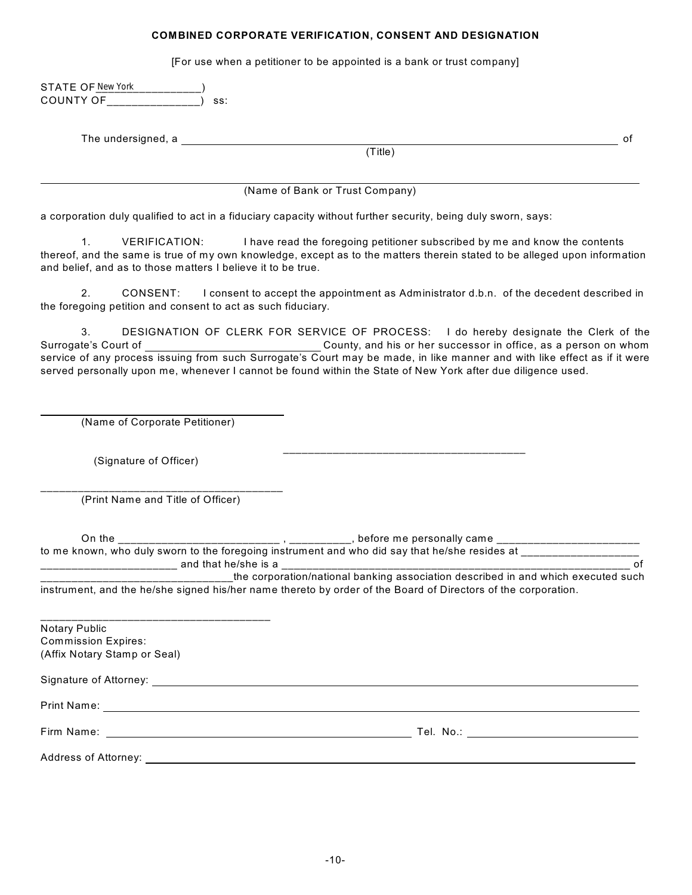**COMBINED CORPORATE VERIFICATION, CONSENT AND DESIGNATION**

[For use when a petitioner to be appointed is a bank or trust company]

STATE OF New York_______________)
COUNTY OF_______________) ss:

The undersigned, a ________________________________________________________________ of
(Title)

________________________________________________________________________________
(Name of Bank or Trust Company)

a corporation duly qualified to act in a fiduciary capacity without further security, being duly sworn, says:

1. VERIFICATION: I have read the foregoing petitioner subscribed by me and know the contents thereof, and the same is true of my own knowledge, except as to the matters therein stated to be alleged upon information and belief, and as to those matters I believe it to be true.

2. CONSENT: I consent to accept the appointment as Administrator d.b.n. of the decedent described in the foregoing petition and consent to act as such fiduciary.

3. DESIGNATION OF CLERK FOR SERVICE OF PROCESS: I do hereby designate the Clerk of the Surrogate's Court of _____________________________ County, and his or her successor in office, as a person on whom service of any process issuing from such Surrogate's Court may be made, in like manner and with like effect as if it were served personally upon me, whenever I cannot be found within the State of New York after due diligence used.

________________________________________
(Name of Corporate Petitioner)

________________________________________
(Signature of Officer)

________________________________________
(Print Name and Title of Officer)

On the ___________________________ , __________, before me personally came ________________________ to me known, who duly sworn to the foregoing instrument and who did say that he/she resides at ___________________ ______________________ and that he/she is a ______________________________________________________________ of _______________________________the corporation/national banking association described in and which executed such instrument, and the he/she signed his/her name thereto by order of the Board of Directors of the corporation.

______________________________________
Notary Public
Commission Expires:
(Affix Notary Stamp or Seal)

Signature of Attorney: ______________________________________________________________

Print Name: ______________________________________________________________

Firm Name: ______________________________________________ Tel. No.: ____________________

Address of Attorney: ______________________________________________________________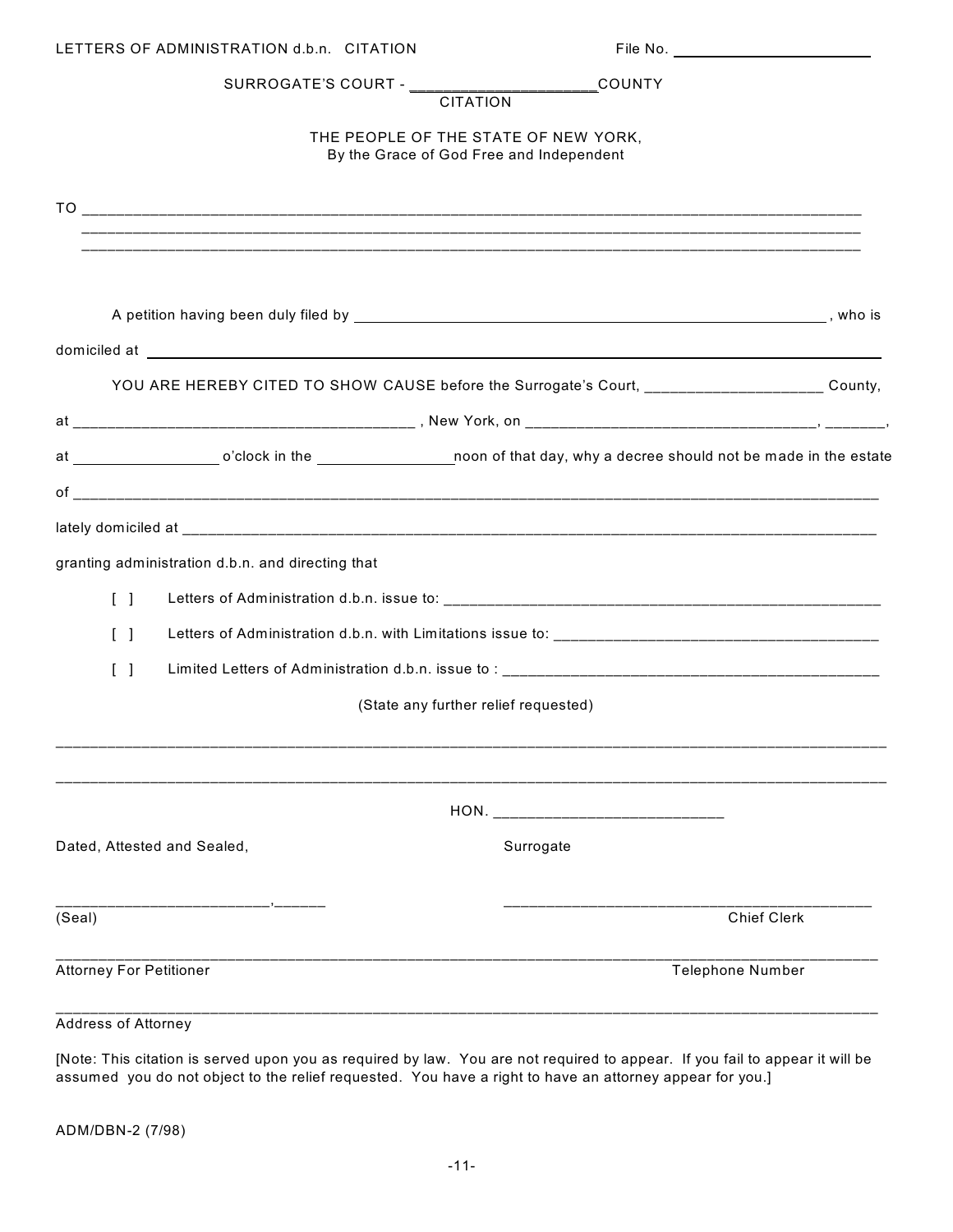LETTERS OF ADMINISTRATION d.b.n. CITATION File No. ______________________

SURROGATE'S COURT - ____________________COUNTY

CITATION

THE PEOPLE OF THE STATE OF NEW YORK,
By the Grace of God Free and Independent

TO ________________________________________________________________________________
________________________________________________________________________________
________________________________________________________________________________

A petition having been duly filed by ____________________________________________, who is domiciled at ________________________________________________________________________

YOU ARE HEREBY CITED TO SHOW CAUSE before the Surrogate's Court, ____________________ County, at ______________________________________, New York, on ________________________________, _______, at ________________ o'clock in the ________________noon of that day, why a decree should not be made in the estate of ________________________________________________________________________________

lately domiciled at ____________________________________________________________________

granting administration d.b.n. and directing that

[ ] Letters of Administration d.b.n. issue to: ________________________________________________

[ ] Letters of Administration d.b.n. with Limitations issue to: ____________________________________

[ ] Limited Letters of Administration d.b.n. issue to : ____________________________________________

(State any further relief requested)

________________________________________________________________________________

________________________________________________________________________________

HON. ___________________________

Surrogate

Dated, Attested and Sealed,

_________________________,______
(Seal)

________________________________________
Chief Clerk

________________________________________________________________________________
Attorney For Petitioner Telephone Number

________________________________________________________________________________
Address of Attorney

[Note: This citation is served upon you as required by law. You are not required to appear. If you fail to appear it will be assumed you do not object to the relief requested. You have a right to have an attorney appear for you.]

ADM/DBN-2 (7/98)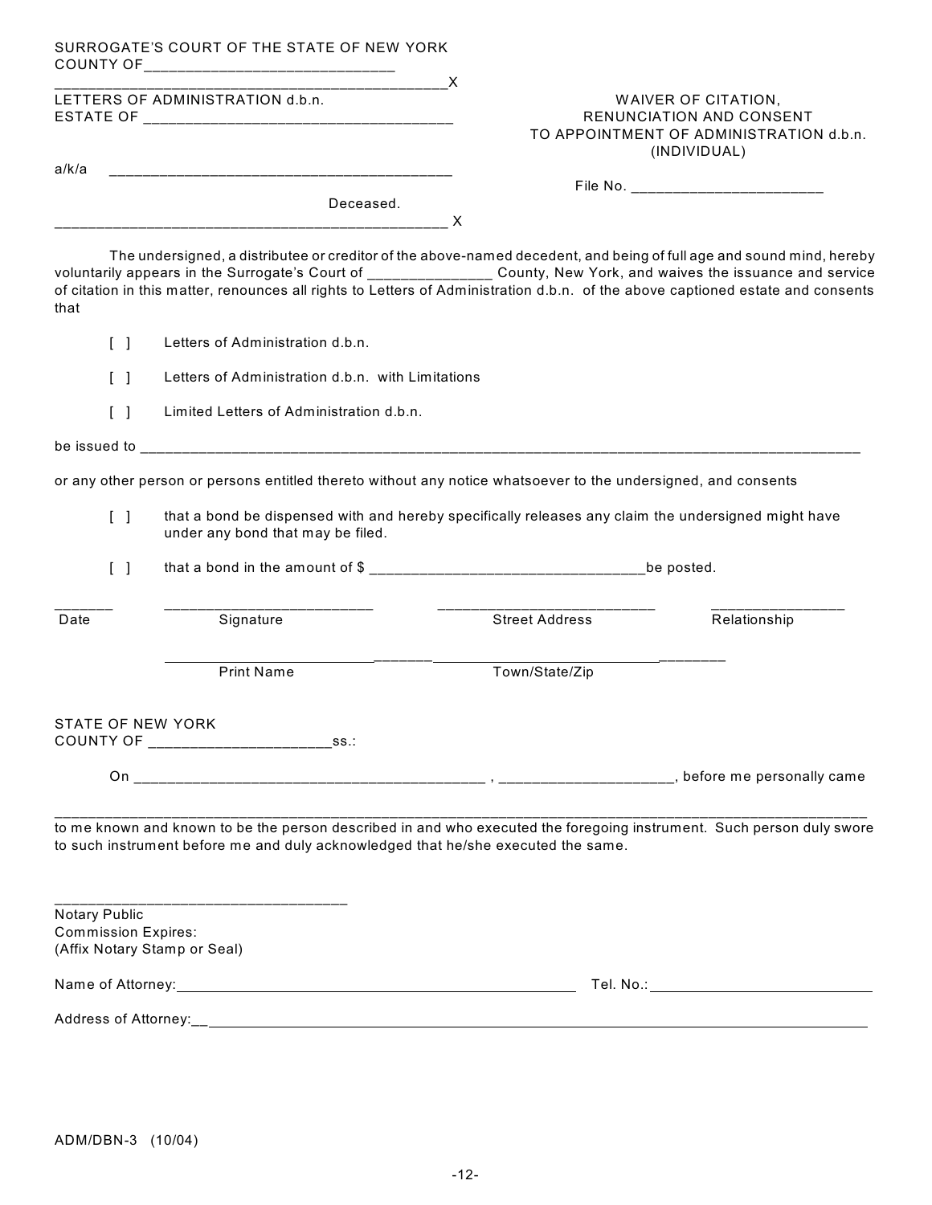SURROGATE'S COURT OF THE STATE OF NEW YORK
COUNTY OF_____________________________

_____________________________________________X
LETTERS OF ADMINISTRATION d.b.n.
ESTATE OF ____________________________________

a/k/a ___________________________________________

Deceased.
_____________________________________________ X

**WAIVER OF CITATION,
RENUNCIATION AND CONSENT
TO APPOINTMENT OF ADMINISTRATION d.b.n.
(INDIVIDUAL)**

File No. _______________________

The undersigned, a distributee or creditor of the above-named decedent, and being of full age and sound mind, hereby voluntarily appears in the Surrogate's Court of _______________ County, New York, and waives the issuance and service of citation in this matter, renounces all rights to Letters of Administration d.b.n. of the above captioned estate and consents that

[ ] Letters of Administration d.b.n.

[ ] Letters of Administration d.b.n. with Limitations

[ ] Limited Letters of Administration d.b.n.

be issued to ____________________________________________________________________________________________

or any other person or persons entitled thereto without any notice whatsoever to the undersigned, and consents

[ ] that a bond be dispensed with and hereby specifically releases any claim the undersigned might have under any bond that may be filed.

[ ] that a bond in the amount of $ __________________________________be posted.

| _______ | __________________________ | ___________________________ | ________________ |
|---|---|---|---|
| Date | Signature | Street Address | Relationship |
| | __________________________ | ___________________________ | |
| | Print Name | Town/State/Zip | |

STATE OF NEW YORK
COUNTY OF ______________________ss.:

On __________________________________________ , _____________________, before me personally came

______________________________________________________________________________________________________
to me known and known to be the person described in and who executed the foregoing instrument. Such person duly swore to such instrument before me and duly acknowledged that he/she executed the same.

___________________________________
Notary Public
Commission Expires:
(Affix Notary Stamp or Seal)

Name of Attorney:_________________________________________________ Tel. No.:_____________________________

Address of Attorney:__________________________________________________________________________________

ADM/DBN-3 (10/04)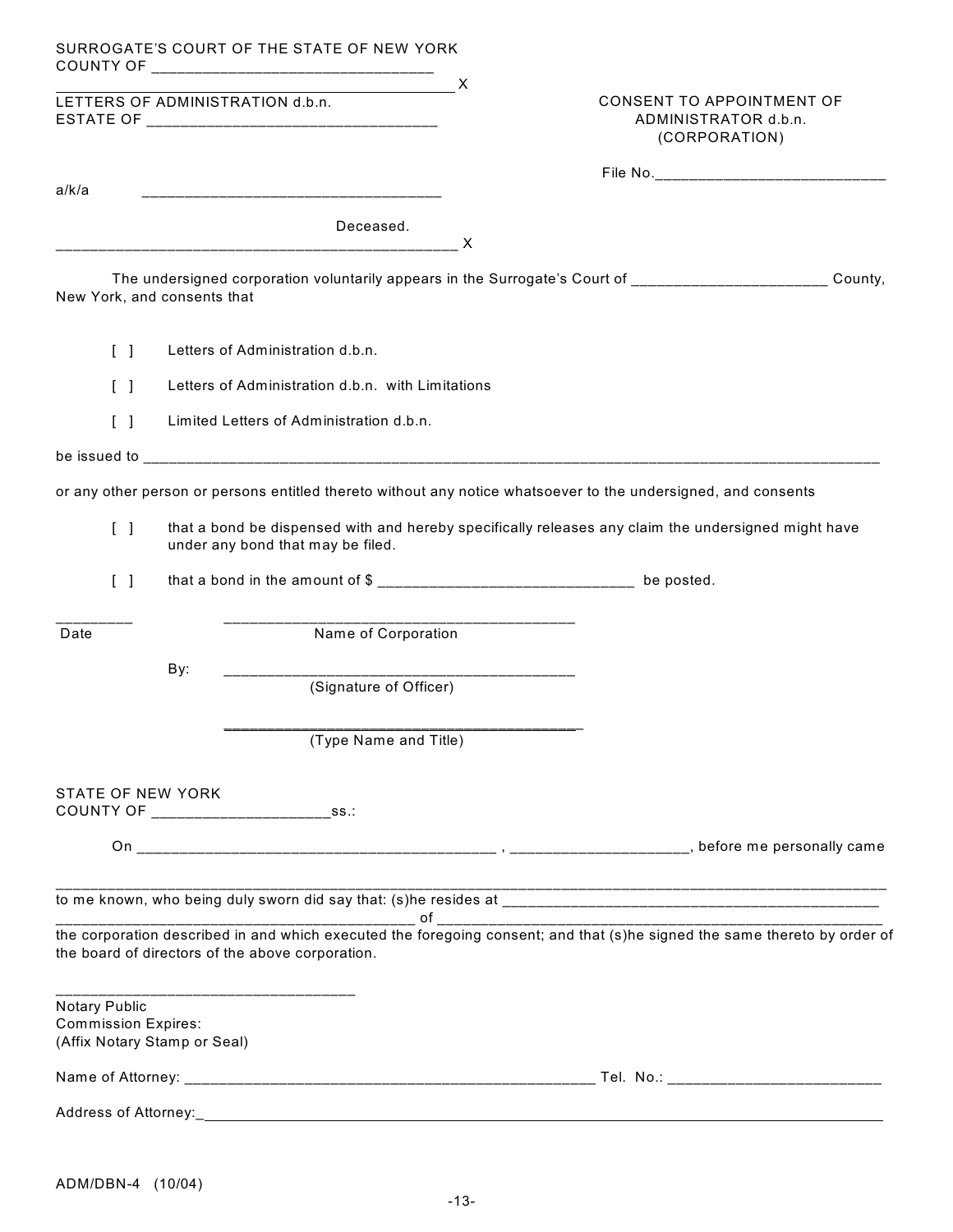SURROGATE'S COURT OF THE STATE OF NEW YORK
COUNTY OF ________________________________

_______________________________________________ X

LETTERS OF ADMINISTRATION d.b.n.
ESTATE OF _________________________________

a/k/a ___________________________________

Deceased.

_______________________________________________ X

CONSENT TO APPOINTMENT OF ADMINISTRATOR d.b.n. (CORPORATION)

File No.___________________________

The undersigned corporation voluntarily appears in the Surrogate's Court of _______________________ County, New York, and consents that

[ ] Letters of Administration d.b.n.

[ ] Letters of Administration d.b.n. with Limitations

[ ] Limited Letters of Administration d.b.n.

be issued to ____________________________________________________________________________________

or any other person or persons entitled thereto without any notice whatsoever to the undersigned, and consents

[ ] that a bond be dispensed with and hereby specifically releases any claim the undersigned might have under any bond that may be filed.

[ ] that a bond in the amount of $ ______________________________ be posted.

_________ Date

__________________________________________ Name of Corporation

By: __________________________________________ (Signature of Officer)

__________________________________________ (Type Name and Title)

STATE OF NEW YORK
COUNTY OF ____________________ss.:

On __________________________________________ , ____________________, before me personally came ____________________________________________________________________________________________ to me known, who being duly sworn did say that: (s)he resides at _____________________________________________ ____________________________________________ of ______________________________________________________ the corporation described in and which executed the foregoing consent; and that (s)he signed the same thereto by order of the board of directors of the above corporation.

__________________________________
Notary Public
Commission Expires:
(Affix Notary Stamp or Seal)

Name of Attorney: _________________________________________________ Tel. No.: _________________________

Address of Attorney:_________________________________________________________________________________

ADM/DBN-4 (10/04)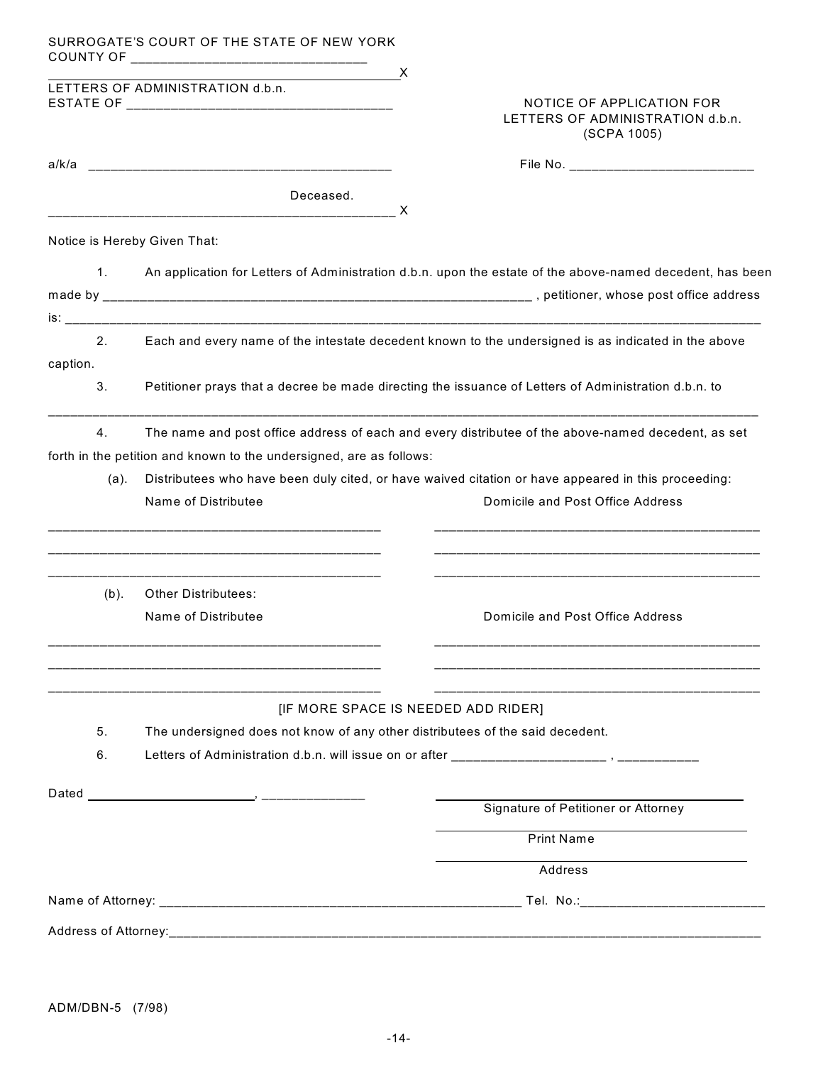SURROGATE'S COURT OF THE STATE OF NEW YORK
COUNTY OF ________________________________

_____________________________________________X

LETTERS OF ADMINISTRATION d.b.n.
ESTATE OF ___________________________________

a/k/a _________________________________________

Deceased.

_____________________________________________ X

NOTICE OF APPLICATION FOR
LETTERS OF ADMINISTRATION d.b.n.
(SCPA 1005)

File No. _________________________

Notice is Hereby Given That:

1. An application for Letters of Administration d.b.n. upon the estate of the above-named decedent, has been made by ____________________________________________________________ , petitioner, whose post office address is: ______________________________________________________________________________________________

2. Each and every name of the intestate decedent known to the undersigned is as indicated in the above caption.

3. Petitioner prays that a decree be made directing the issuance of Letters of Administration d.b.n. to

______________________________________________________________________________________________

4. The name and post office address of each and every distributee of the above-named decedent, as set forth in the petition and known to the undersigned, are as follows:

(a). Distributees who have been duly cited, or have waived citation or have appeared in this proceeding:

| Name of Distributee | Domicile and Post Office Address |
|---|---|
| _____________________________________________ | _____________________________________________ |
| _____________________________________________ | _____________________________________________ |
| _____________________________________________ | _____________________________________________ |

(b). Other Distributees:

| Name of Distributee | Domicile and Post Office Address |
|---|---|
| _____________________________________________ | _____________________________________________ |
| _____________________________________________ | _____________________________________________ |
| _____________________________________________ | _____________________________________________ |

[IF MORE SPACE IS NEEDED ADD RIDER]

5. The undersigned does not know of any other distributees of the said decedent.

6. Letters of Administration d.b.n. will issue on or after ____________________ , ___________

Dated ________________________, ______________

_________________________________________
Signature of Petitioner or Attorney

_________________________________________
Print Name

_________________________________________
Address

Name of Attorney: __________________________________________________ Tel. No.:________________________

Address of Attorney:_____________________________________________________________________________________

ADM/DBN-5 (7/98)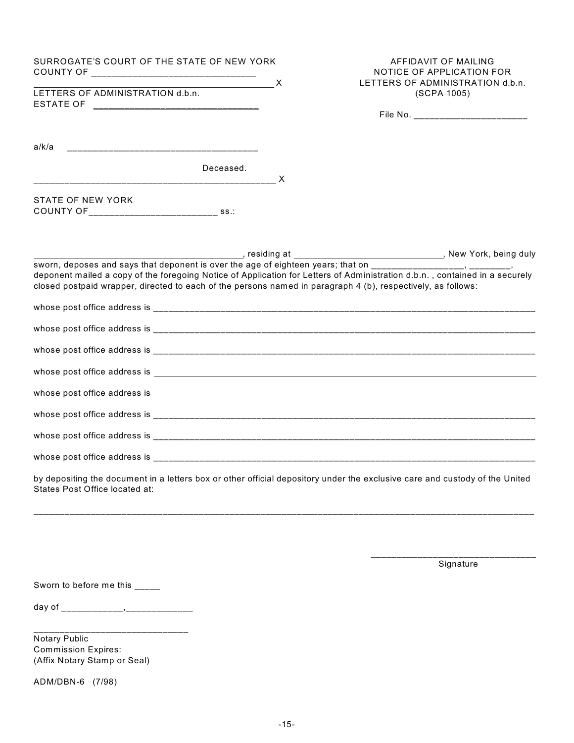SURROGATE'S COURT OF THE STATE OF NEW YORK
COUNTY OF ______________________________

_____________________________________________ X

LETTERS OF ADMINISTRATION d.b.n.
ESTATE OF ______________________________

a/k/a ____________________________________

Deceased.

_____________________________________________ X

AFFIDAVIT OF MAILING
NOTICE OF APPLICATION FOR
LETTERS OF ADMINISTRATION d.b.n.
(SCPA 1005)

File No. ______________________

STATE OF NEW YORK
COUNTY OF________________________ ss.:

_________________________________________, residing at _____________________________, New York, being duly sworn, deposes and says that deponent is over the age of eighteen years; that on _________________, ________, deponent mailed a copy of the foregoing Notice of Application for Letters of Administration d.b.n. , contained in a securely closed postpaid wrapper, directed to each of the persons named in paragraph 4 (b), respectively, as follows:

whose post office address is ______________________________________________________________________

whose post office address is ______________________________________________________________________

whose post office address is ______________________________________________________________________

whose post office address is ______________________________________________________________________

whose post office address is ______________________________________________________________________

whose post office address is ______________________________________________________________________

whose post office address is ______________________________________________________________________

whose post office address is ______________________________________________________________________

by depositing the document in a letters box or other official depository under the exclusive care and custody of the United States Post Office located at:

_____________________________________________________________________________________________

_________________________________
Signature

Sworn to before me this _____

day of ____________,_____________

______________________________
Notary Public
Commission Expires:
(Affix Notary Stamp or Seal)

ADM/DBN-6 (7/98)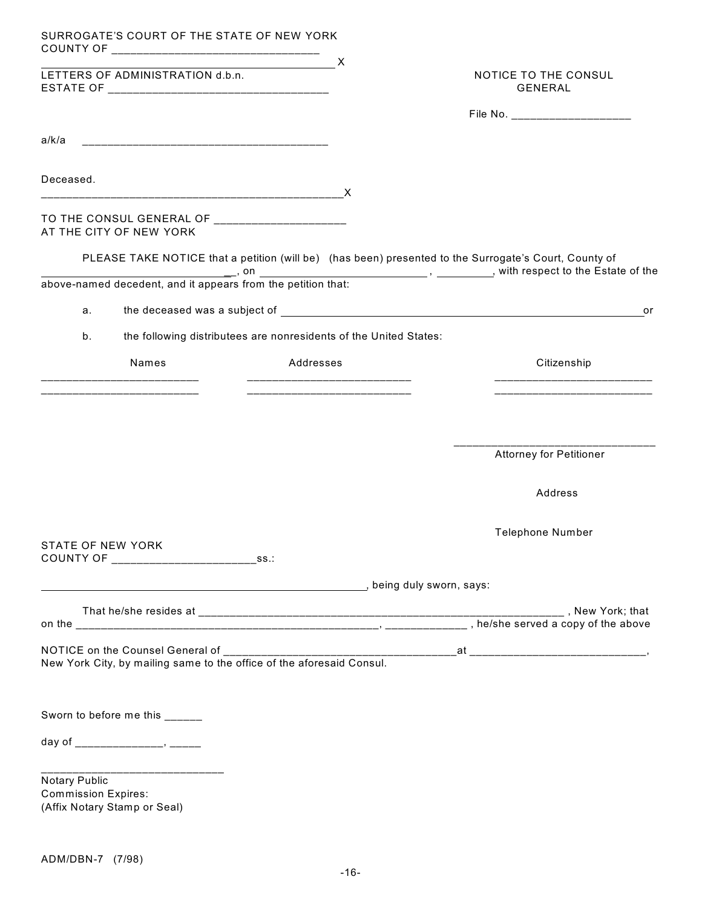SURROGATE'S COURT OF THE STATE OF NEW YORK
COUNTY OF ________________________________

__________________________________________________ X

LETTERS OF ADMINISTRATION d.b.n.
ESTATE OF ___________________________________

a/k/a ________________________________________

Deceased.
__________________________________________________ X

NOTICE TO THE CONSUL GENERAL

File No. ___________________

TO THE CONSUL GENERAL OF ____________________
AT THE CITY OF NEW YORK

PLEASE TAKE NOTICE that a petition (will be) (has been) presented to the Surrogate's Court, County of ______________________________, on ____________________________ , _________, with respect to the Estate of the above-named decedent, and it appears from the petition that:

a. the deceased was a subject of ____________________________________________________________ or

b. the following distributees are nonresidents of the United States:

| Names | Addresses | Citizenship |
| --- | --- | --- |
| __________________________ | ___________________________ | __________________________ |
| __________________________ | ___________________________ | __________________________ |

_________________________________
Attorney for Petitioner

Address

Telephone Number

STATE OF NEW YORK
COUNTY OF _______________________ss.:

______________________________________________________, being duly sworn, says:

That he/she resides at ______________________________________________________________ , New York; that on the ___________________________________________________, _____________ , he/she served a copy of the above NOTICE on the Counsel General of ______________________________________at _____________________________, New York City, by mailing same to the office of the aforesaid Consul.

Sworn to before me this ______

day of ______________, _____

_____________________________
Notary Public
Commission Expires:
(Affix Notary Stamp or Seal)

ADM/DBN-7 (7/98)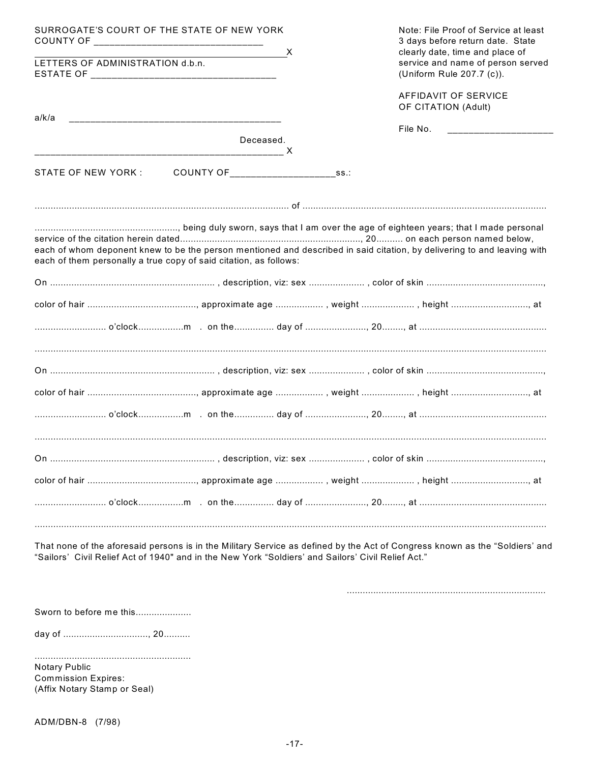SURROGATE'S COURT OF THE STATE OF NEW YORK
COUNTY OF ________________________________
__________________________________________X
LETTERS OF ADMINISTRATION d.b.n.
ESTATE OF ________________________________

a/k/a ________________________________________

Deceased.
__________________________________________ X

Note: File Proof of Service at least 3 days before return date. State clearly date, time and place of service and name of person served (Uniform Rule 207.7 (c)).

AFFIDAVIT OF SERVICE OF CITATION (Adult)

File No. ____________________

STATE OF NEW YORK : COUNTY OF___________________ss.:

.............................................................................................. of ..........................................................................................

......................................................, being duly sworn, says that I am over the age of eighteen years; that I made personal service of the citation herein dated..................................................................., 20.......... on each person named below, each of whom deponent knew to be the person mentioned and described in said citation, by delivering to and leaving with each of them personally a true copy of said citation, as follows:

On ............................................................. , description, viz: sex ..................... , color of skin ............................................,

color of hair ........................................., approximate age .................. , weight .................... , height ............................., at

.......................... o'clock.................m . on the.............. day of ......................., 20........, at ................................................

.............................................................................................................................................................................

On ............................................................. , description, viz: sex ..................... , color of skin ............................................,

color of hair ........................................., approximate age .................. , weight .................... , height ............................., at

.......................... o'clock.................m . on the.............. day of ......................., 20........, at ................................................

.............................................................................................................................................................................

On ............................................................. , description, viz: sex ..................... , color of skin ............................................,

color of hair ........................................., approximate age .................. , weight .................... , height ............................., at

.......................... o'clock.................m . on the.............. day of ......................., 20........, at ................................................

.............................................................................................................................................................................

That none of the aforesaid persons is in the Military Service as defined by the Act of Congress known as the "Soldiers' and "Sailors' Civil Relief Act of 1940" and in the New York "Soldiers' and Sailors' Civil Relief Act."

..........................................................................

Sworn to before me this.....................

day of ................................, 20..........

...........................................................
Notary Public
Commission Expires:
(Affix Notary Stamp or Seal)

ADM/DBN-8 (7/98)